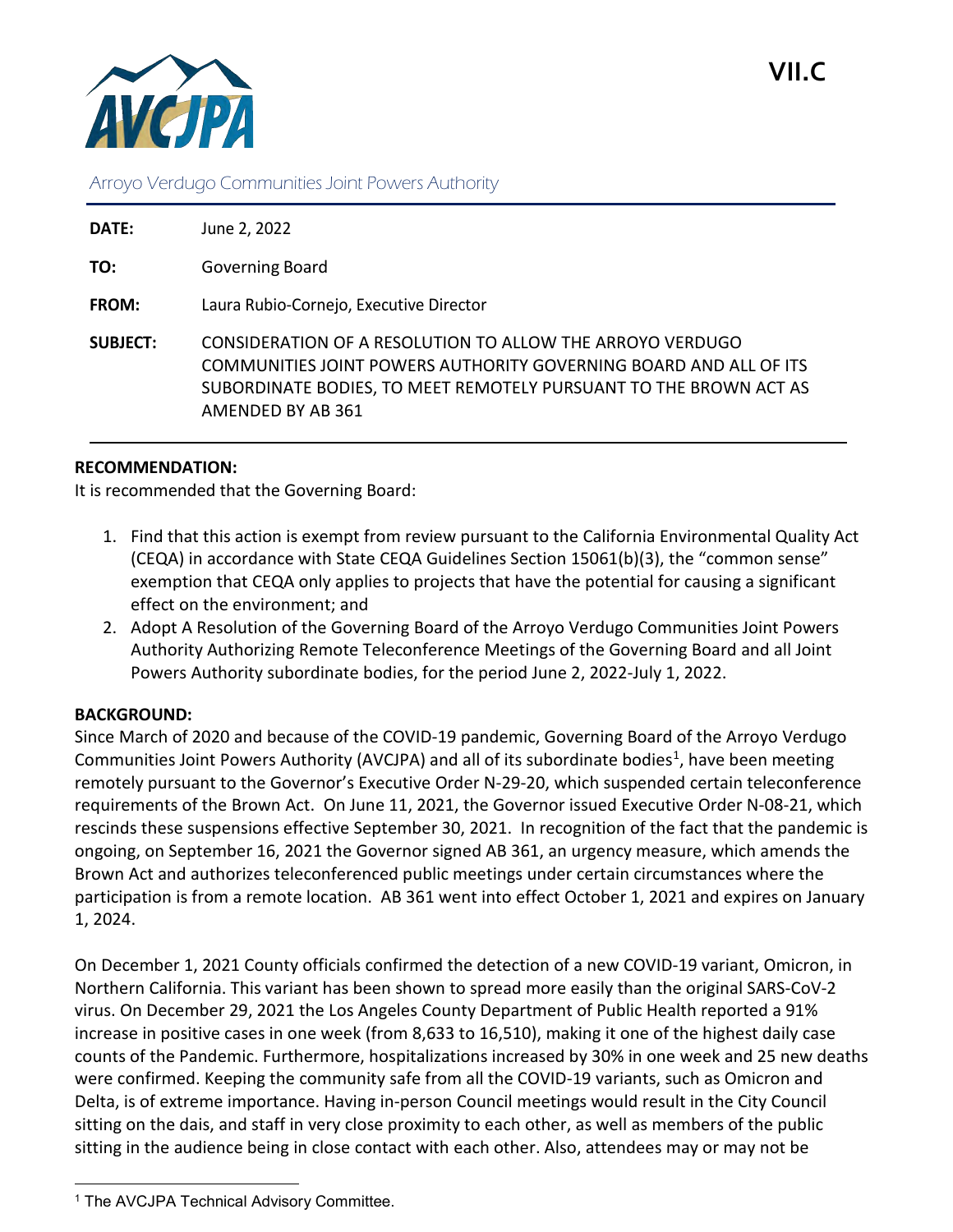VII.C

AVCJPA

Arroyo Verdugo Communities Joint Powers Authority

**DATE:** June 2, 2022

**TO:** Governing Board

**FROM:** Laura Rubio-Cornejo, Executive Director

**SUBJECT:** CONSIDERATION OF A RESOLUTION TO ALLOW THE ARROYO VERDUGO COMMUNITIES JOINT POWERS AUTHORITY GOVERNING BOARD AND ALL OF ITS SUBORDINATE BODIES, TO MEET REMOTELY PURSUANT TO THE BROWN ACT AS AMENDED BY AB 361

---

**RECOMMENDATION:**

It is recommended that the Governing Board:

1. Find that this action is exempt from review pursuant to the California Environmental Quality Act (CEQA) in accordance with State CEQA Guidelines Section 15061(b)(3), the "common sense" exemption that CEQA only applies to projects that have the potential for causing a significant effect on the environment; and
2. Adopt A Resolution of the Governing Board of the Arroyo Verdugo Communities Joint Powers Authority Authorizing Remote Teleconference Meetings of the Governing Board and all Joint Powers Authority subordinate bodies, for the period June 2, 2022-July 1, 2022.

**BACKGROUND:**

Since March of 2020 and because of the COVID-19 pandemic, Governing Board of the Arroyo Verdugo Communities Joint Powers Authority (AVCJPA) and all of its subordinate bodies[1], have been meeting remotely pursuant to the Governor's Executive Order N-29-20, which suspended certain teleconference requirements of the Brown Act. On June 11, 2021, the Governor issued Executive Order N-08-21, which rescinds these suspensions effective September 30, 2021. In recognition of the fact that the pandemic is ongoing, on September 16, 2021 the Governor signed AB 361, an urgency measure, which amends the Brown Act and authorizes teleconferenced public meetings under certain circumstances where the participation is from a remote location. AB 361 went into effect October 1, 2021 and expires on January 1, 2024.

On December 1, 2021 County officials confirmed the detection of a new COVID-19 variant, Omicron, in Northern California. This variant has been shown to spread more easily than the original SARS-CoV-2 virus. On December 29, 2021 the Los Angeles County Department of Public Health reported a 91% increase in positive cases in one week (from 8,633 to 16,510), making it one of the highest daily case counts of the Pandemic. Furthermore, hospitalizations increased by 30% in one week and 25 new deaths were confirmed. Keeping the community safe from all the COVID-19 variants, such as Omicron and Delta, is of extreme importance. Having in-person Council meetings would result in the City Council sitting on the dais, and staff in very close proximity to each other, as well as members of the public sitting in the audience being in close contact with each other. Also, attendees may or may not be

---

[1] The AVCJPA Technical Advisory Committee.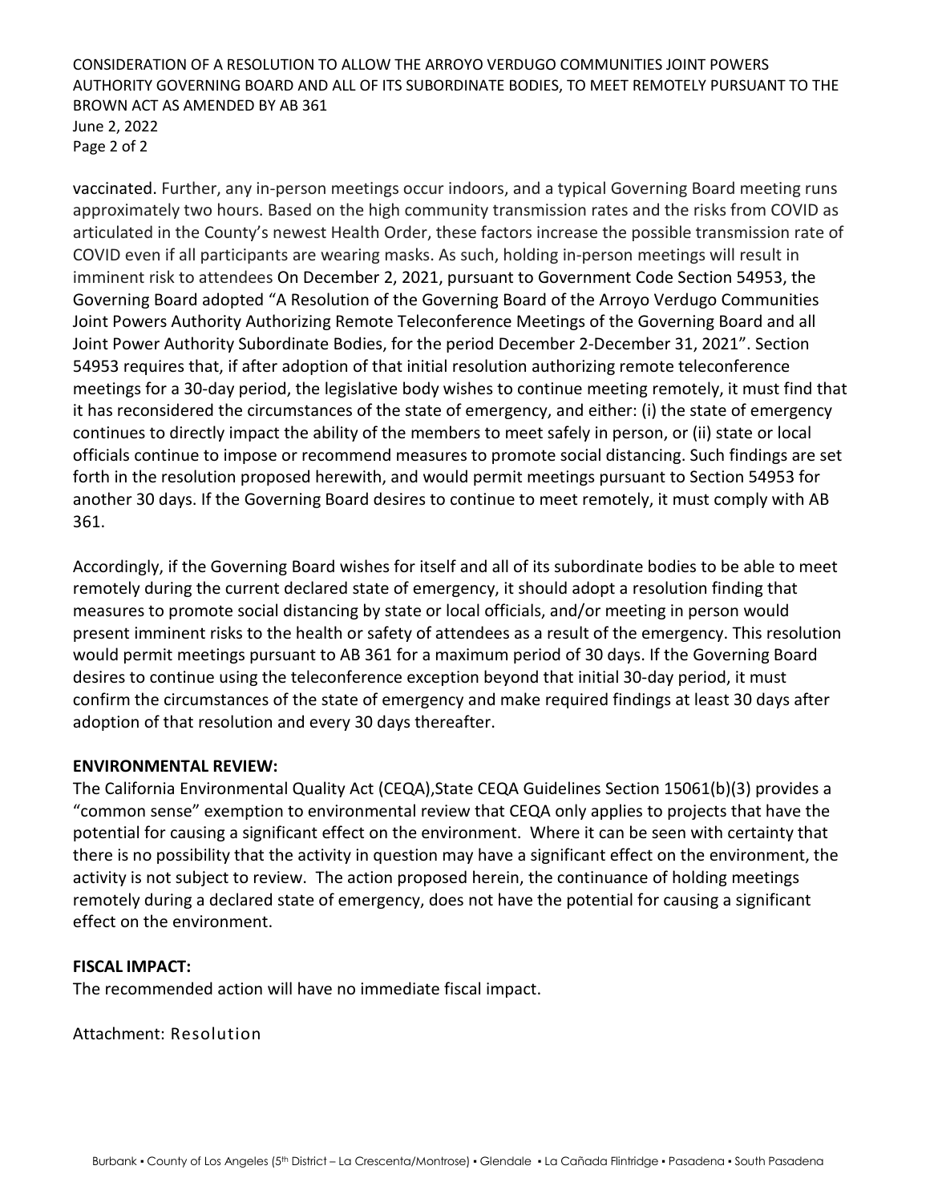vaccinated. Further, any in-person meetings occur indoors, and a typical Governing Board meeting runs approximately two hours. Based on the high community transmission rates and the risks from COVID as articulated in the County's newest Health Order, these factors increase the possible transmission rate of COVID even if all participants are wearing masks. As such, holding in-person meetings will result in imminent risk to attendees On December 2, 2021, pursuant to Government Code Section 54953, the Governing Board adopted "A Resolution of the Governing Board of the Arroyo Verdugo Communities Joint Powers Authority Authorizing Remote Teleconference Meetings of the Governing Board and all Joint Power Authority Subordinate Bodies, for the period December 2-December 31, 2021". Section 54953 requires that, if after adoption of that initial resolution authorizing remote teleconference meetings for a 30-day period, the legislative body wishes to continue meeting remotely, it must find that it has reconsidered the circumstances of the state of emergency, and either: (i) the state of emergency continues to directly impact the ability of the members to meet safely in person, or (ii) state or local officials continue to impose or recommend measures to promote social distancing. Such findings are set forth in the resolution proposed herewith, and would permit meetings pursuant to Section 54953 for another 30 days. If the Governing Board desires to continue to meet remotely, it must comply with AB 361.

Accordingly, if the Governing Board wishes for itself and all of its subordinate bodies to be able to meet remotely during the current declared state of emergency, it should adopt a resolution finding that measures to promote social distancing by state or local officials, and/or meeting in person would present imminent risks to the health or safety of attendees as a result of the emergency. This resolution would permit meetings pursuant to AB 361 for a maximum period of 30 days. If the Governing Board desires to continue using the teleconference exception beyond that initial 30-day period, it must confirm the circumstances of the state of emergency and make required findings at least 30 days after adoption of that resolution and every 30 days thereafter.

**ENVIRONMENTAL REVIEW:**

The California Environmental Quality Act (CEQA),State CEQA Guidelines Section 15061(b)(3) provides a "common sense" exemption to environmental review that CEQA only applies to projects that have the potential for causing a significant effect on the environment. Where it can be seen with certainty that there is no possibility that the activity in question may have a significant effect on the environment, the activity is not subject to review. The action proposed herein, the continuance of holding meetings remotely during a declared state of emergency, does not have the potential for causing a significant effect on the environment.

**FISCAL IMPACT:**

The recommended action will have no immediate fiscal impact.

Attachment: Resolution